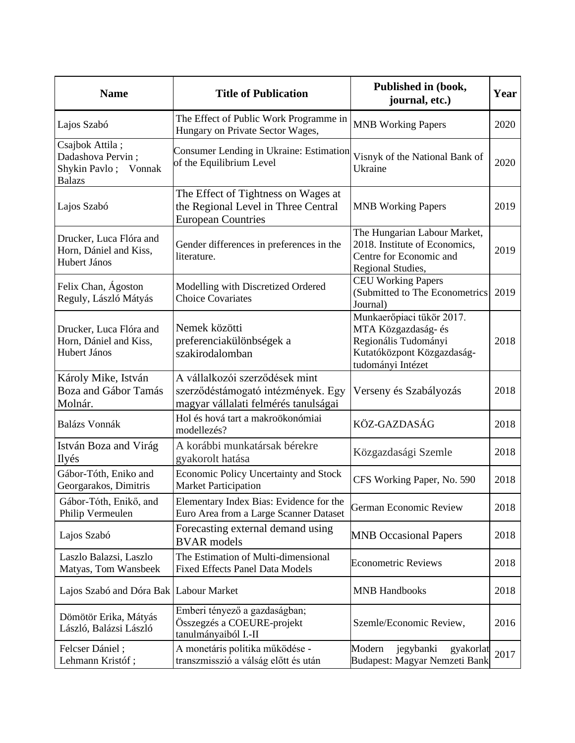| Name | Title of Publication | Published in (book, journal, etc.) | Year |
| --- | --- | --- | --- |
| Lajos Szabó | The Effect of Public Work Programme in Hungary on Private Sector Wages, | MNB Working Papers | 2020 |
| Csajbok Attila ; Dadashova Pervin ; Shykin Pavlo ; Vonnak Balazs | Consumer Lending in Ukraine: Estimation of the Equilibrium Level | Visnyk of the National Bank of Ukraine | 2020 |
| Lajos Szabó | The Effect of Tightness on Wages at the Regional Level in Three Central European Countries | MNB Working Papers | 2019 |
| Drucker, Luca Flóra and Horn, Dániel and Kiss, Hubert János | Gender differences in preferences in the literature. | The Hungarian Labour Market, 2018. Institute of Economics, Centre for Economic and Regional Studies, | 2019 |
| Felix Chan, Ágoston Reguly, László Mátyás | Modelling with Discretized Ordered Choice Covariates | CEU Working Papers (Submitted to The Econometrics Journal) | 2019 |
| Drucker, Luca Flóra and Horn, Dániel and Kiss, Hubert János | Nemek közötti preferenciakülönbségek a szakirodalomban | Munkaerőpiaci tükör 2017. MTA Közgazdaság- és Regionális Tudományi Kutatóközpont Közgazdaság-tudományi Intézet | 2018 |
| Károly Mike, István Boza and Gábor Tamás Molnár. | A vállalkozói szerződések mint szerződéstámogató intézmények. Egy magyar vállalati felmérés tanulságai | Verseny és Szabályozás | 2018 |
| Balázs Vonnák | Hol és hová tart a makroökonómiai modellezés? | KÖZ-GAZDASÁG | 2018 |
| István Boza and Virág Ilyés | A korábbi munkatársak bérekre gyakorolt hatása | Közgazdasági Szemle | 2018 |
| Gábor-Tóth, Eniko and Georgarakos, Dimitris | Economic Policy Uncertainty and Stock Market Participation | CFS Working Paper, No. 590 | 2018 |
| Gábor-Tóth, Enikő, and Philip Vermeulen | Elementary Index Bias: Evidence for the Euro Area from a Large Scanner Dataset | German Economic Review | 2018 |
| Lajos Szabó | Forecasting external demand using BVAR models | MNB Occasional Papers | 2018 |
| Laszlo Balazsi, Laszlo Matyas, Tom Wansbeek | The Estimation of Multi-dimensional Fixed Effects Panel Data Models | Econometric Reviews | 2018 |
| Lajos Szabó and Dóra Bak | Labour Market | MNB Handbooks | 2018 |
| Dömötör Erika, Mátyás László, Balázsi László | Emberi tényező a gazdaságban; Összegzés a COEURE-projekt tanulmányaiból I.-II | Szemle/Economic Review, | 2016 |
| Felcser Dániel ; Lehmann Kristóf ; | A monetáris politika működése - transzmisszió a válság előtt és után | Modern jegybanki gyakorlat Budapest: Magyar Nemzeti Bank | 2017 |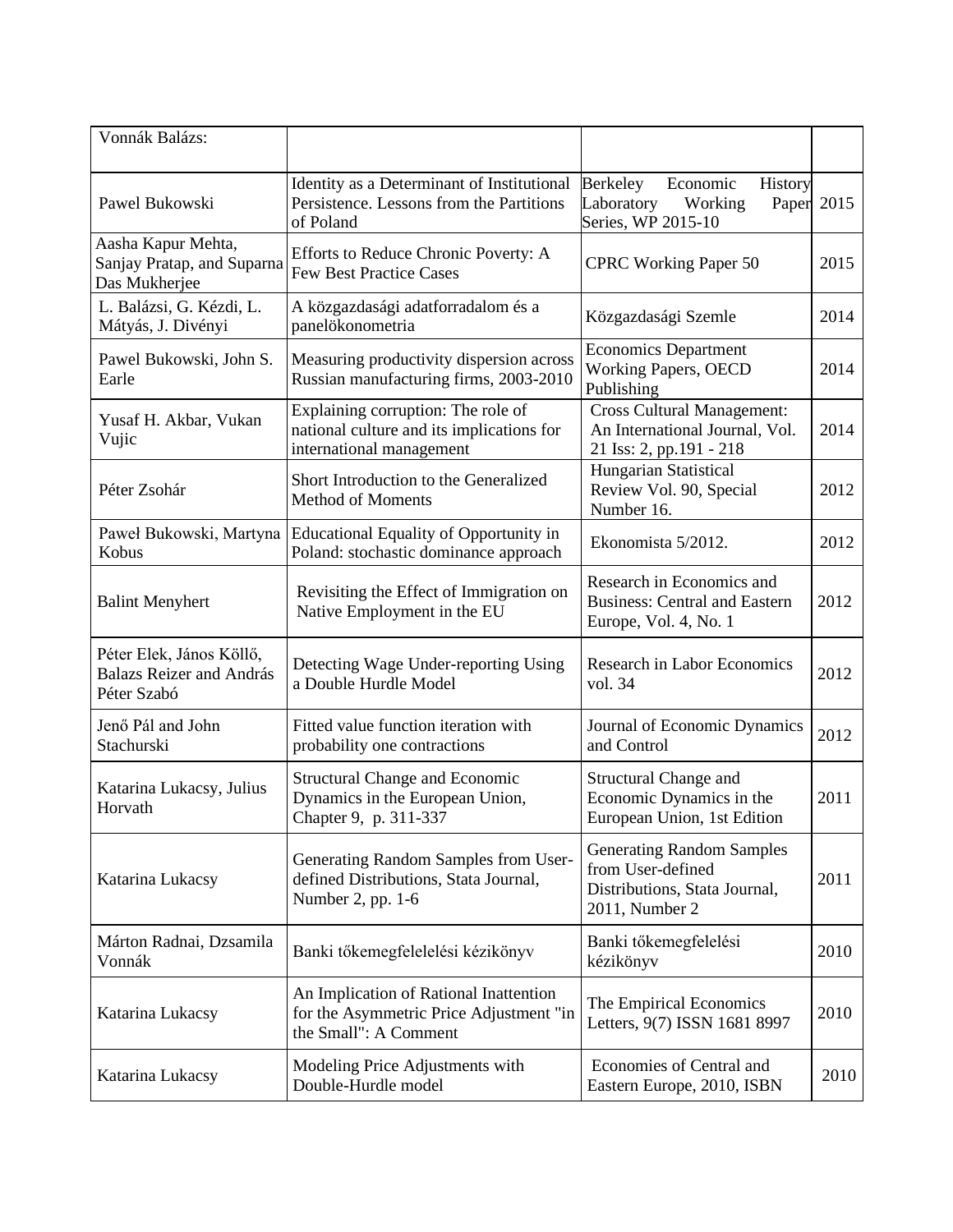| Vonnák Balázs: | | | |
|---|---|---|---|
| Pawel Bukowski | Identity as a Determinant of Institutional Persistence. Lessons from the Partitions of Poland | Berkeley Economic History Laboratory Working Paper Series, WP 2015-10 | 2015 |
| Aasha Kapur Mehta, Sanjay Pratap, and Suparna Das Mukherjee | Efforts to Reduce Chronic Poverty: A Few Best Practice Cases | CPRC Working Paper 50 | 2015 |
| L. Balázsi, G. Kézdi, L. Mátyás, J. Divényi | A közgazdasági adatforradalom és a panelökonometria | Közgazdasági Szemle | 2014 |
| Pawel Bukowski, John S. Earle | Measuring productivity dispersion across Russian manufacturing firms, 2003-2010 | Economics Department Working Papers, OECD Publishing | 2014 |
| Yusaf H. Akbar, Vukan Vujic | Explaining corruption: The role of national culture and its implications for international management | Cross Cultural Management: An International Journal, Vol. 21 Iss: 2, pp.191 - 218 | 2014 |
| Péter Zsohár | Short Introduction to the Generalized Method of Moments | Hungarian Statistical Review Vol. 90, Special Number 16. | 2012 |
| Paweł Bukowski, Martyna Kobus | Educational Equality of Opportunity in Poland: stochastic dominance approach | Ekonomista 5/2012. | 2012 |
| Balint Menyhert | Revisiting the Effect of Immigration on Native Employment in the EU | Research in Economics and Business: Central and Eastern Europe, Vol. 4, No. 1 | 2012 |
| Péter Elek, János Köllő, Balazs Reizer and András Péter Szabó | Detecting Wage Under-reporting Using a Double Hurdle Model | Research in Labor Economics vol. 34 | 2012 |
| Jenő Pál and John Stachurski | Fitted value function iteration with probability one contractions | Journal of Economic Dynamics and Control | 2012 |
| Katarina Lukacsy, Julius Horvath | Structural Change and Economic Dynamics in the European Union, Chapter 9, p. 311-337 | Structural Change and Economic Dynamics in the European Union, 1st Edition | 2011 |
| Katarina Lukacsy | Generating Random Samples from User-defined Distributions, Stata Journal, Number 2, pp. 1-6 | Generating Random Samples from User-defined Distributions, Stata Journal, 2011, Number 2 | 2011 |
| Márton Radnai, Dzsamila Vonnák | Banki tőkemegfelelelési kézikönyv | Banki tőkemegfelelési kézikönyv | 2010 |
| Katarina Lukacsy | An Implication of Rational Inattention for the Asymmetric Price Adjustment "in the Small": A Comment | The Empirical Economics Letters, 9(7) ISSN 1681 8997 | 2010 |
| Katarina Lukacsy | Modeling Price Adjustments with Double-Hurdle model | Economies of Central and Eastern Europe, 2010, ISBN | 2010 |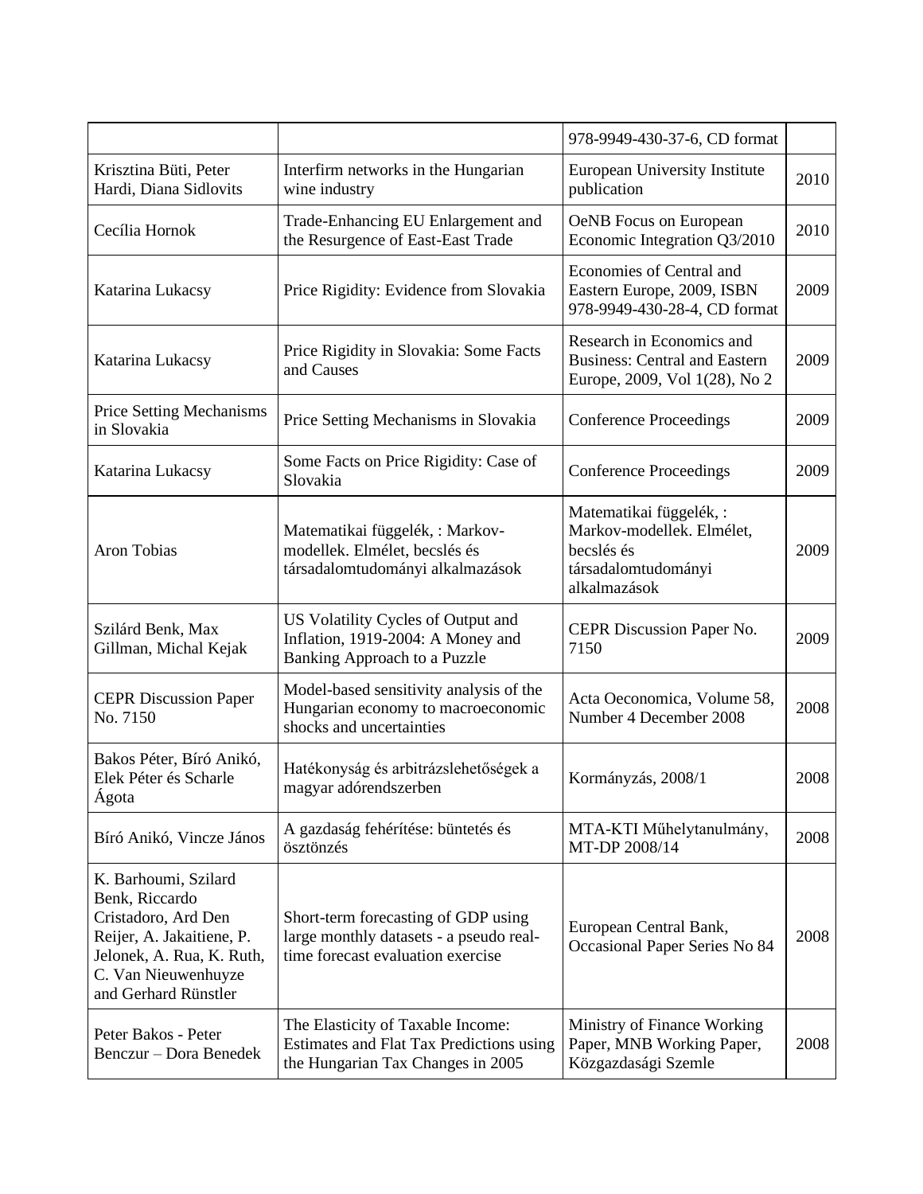| | | | |
|---|---|---|---|
| | | 978-9949-430-37-6, CD format | |
| Krisztina Büti, Peter Hardi, Diana Sidlovits | Interfirm networks in the Hungarian wine industry | European University Institute publication | 2010 |
| Cecília Hornok | Trade-Enhancing EU Enlargement and the Resurgence of East-East Trade | OeNB Focus on European Economic Integration Q3/2010 | 2010 |
| Katarina Lukacsy | Price Rigidity: Evidence from Slovakia | Economies of Central and Eastern Europe, 2009, ISBN 978-9949-430-28-4, CD format | 2009 |
| Katarina Lukacsy | Price Rigidity in Slovakia: Some Facts and Causes | Research in Economics and Business: Central and Eastern Europe, 2009, Vol 1(28), No 2 | 2009 |
| Price Setting Mechanisms in Slovakia | Price Setting Mechanisms in Slovakia | Conference Proceedings | 2009 |
| Katarina Lukacsy | Some Facts on Price Rigidity: Case of Slovakia | Conference Proceedings | 2009 |
| Aron Tobias | Matematikai függelék, : Markov-modellek. Elmélet, becslés és társadalomtudományi alkalmazások | Matematikai függelék, : Markov-modellek. Elmélet, becslés és társadalomtudományi alkalmazások | 2009 |
| Szilárd Benk, Max Gillman, Michal Kejak | US Volatility Cycles of Output and Inflation, 1919-2004: A Money and Banking Approach to a Puzzle | CEPR Discussion Paper No. 7150 | 2009 |
| CEPR Discussion Paper No. 7150 | Model-based sensitivity analysis of the Hungarian economy to macroeconomic shocks and uncertainties | Acta Oeconomica, Volume 58, Number 4 December 2008 | 2008 |
| Bakos Péter, Bíró Anikó, Elek Péter és Scharle Ágota | Hatékonyság és arbitrázslehetőségek a magyar adórendszerben | Kormányzás, 2008/1 | 2008 |
| Bíró Anikó, Vincze János | A gazdaság fehérítése: büntetés és ösztönzés | MTA-KTI Műhelytanulmány, MT-DP 2008/14 | 2008 |
| K. Barhoumi, Szilard Benk, Riccardo Cristadoro, Ard Den Reijer, A. Jakaitiene, P. Jelonek, A. Rua, K. Ruth, C. Van Nieuwenhuyze and Gerhard Rünstler | Short-term forecasting of GDP using large monthly datasets - a pseudo real-time forecast evaluation exercise | European Central Bank, Occasional Paper Series No 84 | 2008 |
| Peter Bakos - Peter Benczur – Dora Benedek | The Elasticity of Taxable Income: Estimates and Flat Tax Predictions using the Hungarian Tax Changes in 2005 | Ministry of Finance Working Paper, MNB Working Paper, Közgazdasági Szemle | 2008 |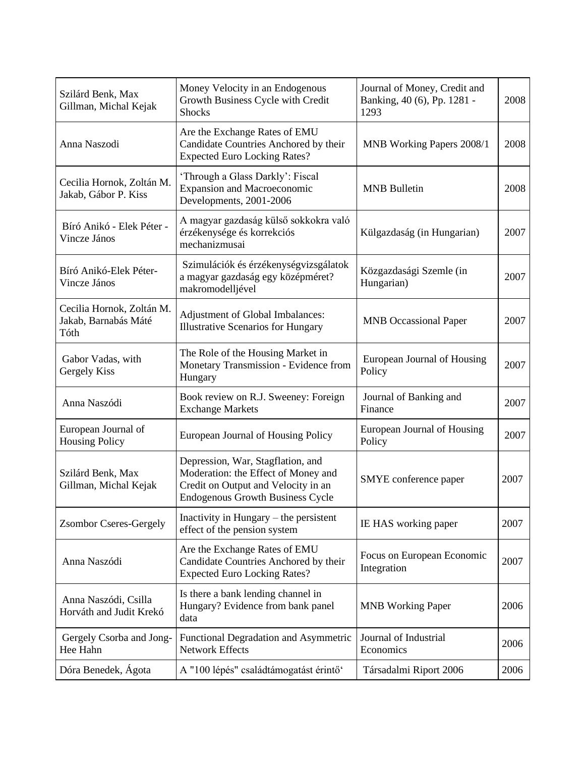| Szilárd Benk, Max Gillman, Michal Kejak | Money Velocity in an Endogenous Growth Business Cycle with Credit Shocks | Journal of Money, Credit and Banking, 40 (6), Pp. 1281 - 1293 | 2008 |
|---|---|---|---|
| Anna Naszodi | Are the Exchange Rates of EMU Candidate Countries Anchored by their Expected Euro Locking Rates? | MNB Working Papers 2008/1 | 2008 |
| Cecilia Hornok, Zoltán M. Jakab, Gábor P. Kiss | 'Through a Glass Darkly': Fiscal Expansion and Macroeconomic Developments, 2001-2006 | MNB Bulletin | 2008 |
| Bíró Anikó - Elek Péter - Vincze János | A magyar gazdaság külső sokkokra való érzékenysége és korrekciós mechanizmusai | Külgazdaság (in Hungarian) | 2007 |
| Bíró Anikó-Elek Péter-Vincze János | Szimulációk és érzékenységvizsgálatok a magyar gazdaság egy középméret? makromodelljével | Közgazdasági Szemle (in Hungarian) | 2007 |
| Cecilia Hornok, Zoltán M. Jakab, Barnabás Máté Tóth | Adjustment of Global Imbalances: Illustrative Scenarios for Hungary | MNB Occassional Paper | 2007 |
| Gabor Vadas, with Gergely Kiss | The Role of the Housing Market in Monetary Transmission - Evidence from Hungary | European Journal of Housing Policy | 2007 |
| Anna Naszódi | Book review on R.J. Sweeney: Foreign Exchange Markets | Journal of Banking and Finance | 2007 |
| European Journal of Housing Policy | European Journal of Housing Policy | European Journal of Housing Policy | 2007 |
| Szilárd Benk, Max Gillman, Michal Kejak | Depression, War, Stagflation, and Moderation: the Effect of Money and Credit on Output and Velocity in an Endogenous Growth Business Cycle | SMYE conference paper | 2007 |
| Zsombor Cseres-Gergely | Inactivity in Hungary – the persistent effect of the pension system | IE HAS working paper | 2007 |
| Anna Naszódi | Are the Exchange Rates of EMU Candidate Countries Anchored by their Expected Euro Locking Rates? | Focus on European Economic Integration | 2007 |
| Anna Naszódi, Csilla Horváth and Judit Krekó | Is there a bank lending channel in Hungary? Evidence from bank panel data | MNB Working Paper | 2006 |
| Gergely Csorba and Jong-Hee Hahn | Functional Degradation and Asymmetric Network Effects | Journal of Industrial Economics | 2006 |
| Dóra Benedek, Ágota | A "100 lépés" családtámogatást érintő' | Társadalmi Riport 2006 | 2006 |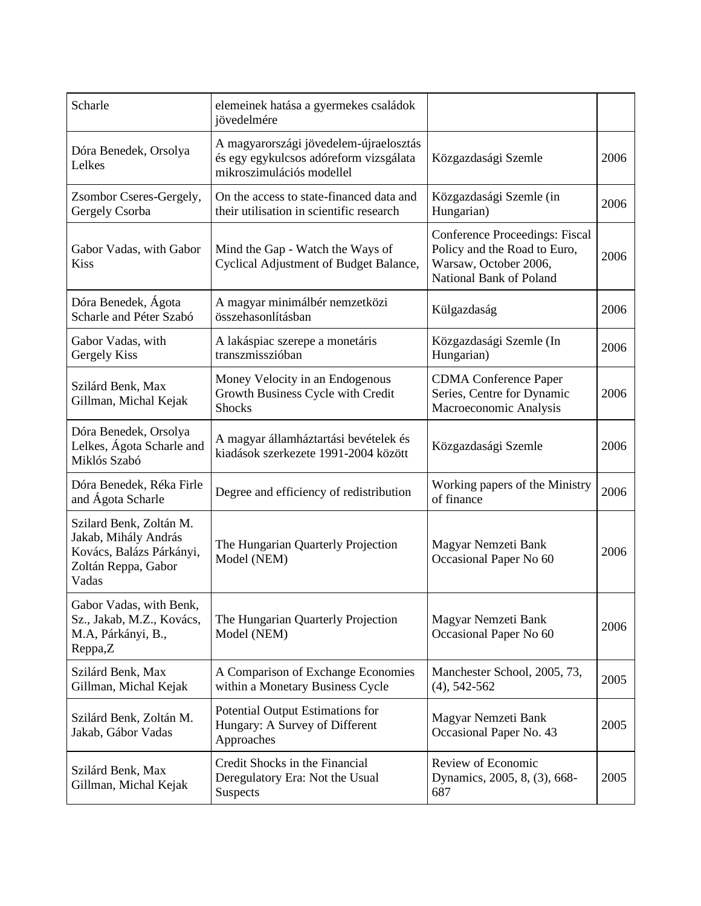| | | | |
|---|---|---|---|
| Scharle | elemeinek hatása a gyermekes családok jövedelmére | | |
| Dóra Benedek, Orsolya Lelkes | A magyarországi jövedelem-újraelosztás és egy egykulcsos adóreform vizsgálata mikroszimulációs modellel | Közgazdasági Szemle | 2006 |
| Zsombor Cseres-Gergely, Gergely Csorba | On the access to state-financed data and their utilisation in scientific research | Közgazdasági Szemle (in Hungarian) | 2006 |
| Gabor Vadas, with Gabor Kiss | Mind the Gap - Watch the Ways of Cyclical Adjustment of Budget Balance, | Conference Proceedings: Fiscal Policy and the Road to Euro, Warsaw, October 2006, National Bank of Poland | 2006 |
| Dóra Benedek, Ágota Scharle and Péter Szabó | A magyar minimálbér nemzetközi összehasonlításban | Külgazdaság | 2006 |
| Gabor Vadas, with Gergely Kiss | A lakáspiac szerepe a monetáris transzmisszióban | Közgazdasági Szemle (In Hungarian) | 2006 |
| Szilárd Benk, Max Gillman, Michal Kejak | Money Velocity in an Endogenous Growth Business Cycle with Credit Shocks | CDMA Conference Paper Series, Centre for Dynamic Macroeconomic Analysis | 2006 |
| Dóra Benedek, Orsolya Lelkes, Ágota Scharle and Miklós Szabó | A magyar államháztartási bevételek és kiadások szerkezete 1991-2004 között | Közgazdasági Szemle | 2006 |
| Dóra Benedek, Réka Firle and Ágota Scharle | Degree and efficiency of redistribution | Working papers of the Ministry of finance | 2006 |
| Szilard Benk, Zoltán M. Jakab, Mihály András Kovács, Balázs Párkányi, Zoltán Reppa, Gabor Vadas | The Hungarian Quarterly Projection Model (NEM) | Magyar Nemzeti Bank Occasional Paper No 60 | 2006 |
| Gabor Vadas, with Benk, Sz., Jakab, M.Z., Kovács, M.A, Párkányi, B., Reppa,Z | The Hungarian Quarterly Projection Model (NEM) | Magyar Nemzeti Bank Occasional Paper No 60 | 2006 |
| Szilárd Benk, Max Gillman, Michal Kejak | A Comparison of Exchange Economies within a Monetary Business Cycle | Manchester School, 2005, 73, (4), 542-562 | 2005 |
| Szilárd Benk, Zoltán M. Jakab, Gábor Vadas | Potential Output Estimations for Hungary: A Survey of Different Approaches | Magyar Nemzeti Bank Occasional Paper No. 43 | 2005 |
| Szilárd Benk, Max Gillman, Michal Kejak | Credit Shocks in the Financial Deregulatory Era: Not the Usual Suspects | Review of Economic Dynamics, 2005, 8, (3), 668-687 | 2005 |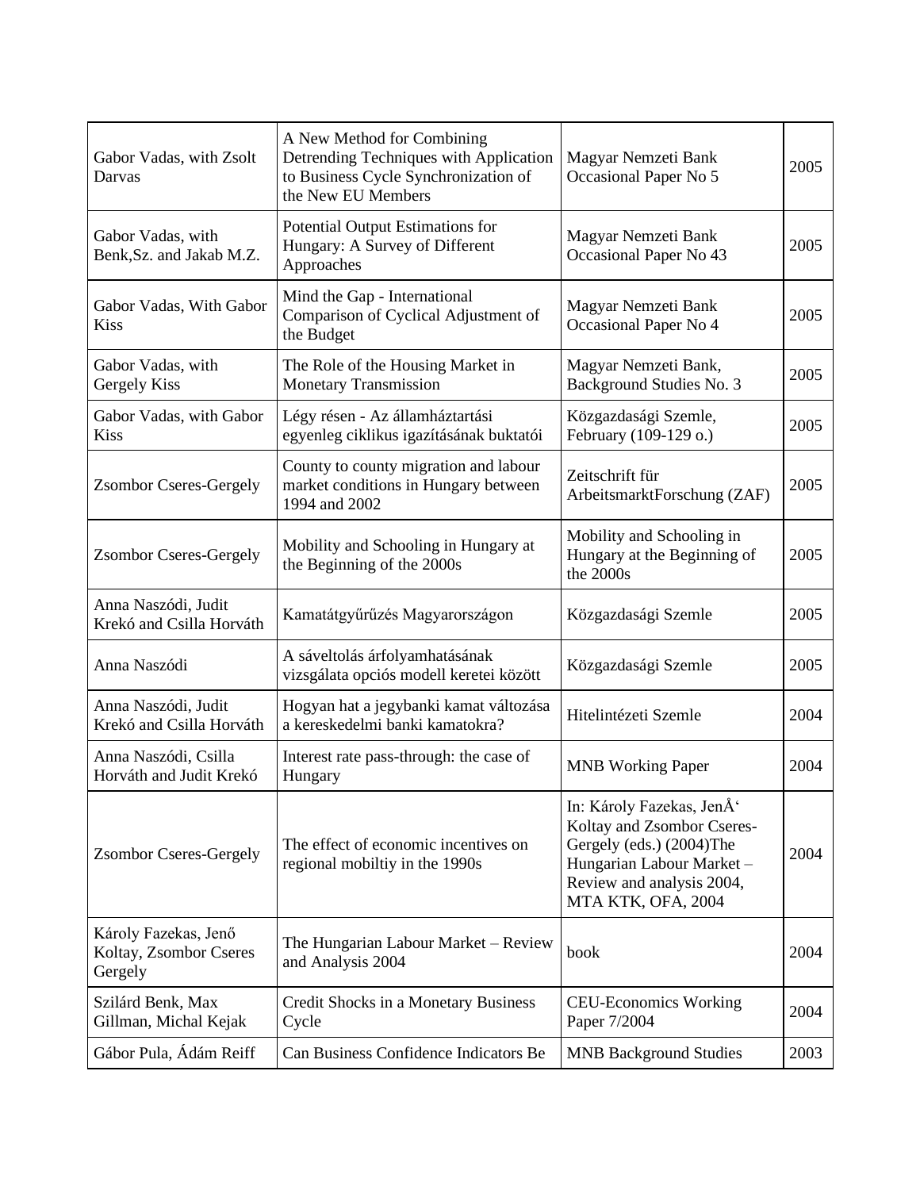| | | | |
|---|---|---|---|
| Gabor Vadas, with Zsolt Darvas | A New Method for Combining Detrending Techniques with Application to Business Cycle Synchronization of the New EU Members | Magyar Nemzeti Bank Occasional Paper No 5 | 2005 |
| Gabor Vadas, with Benk,Sz. and Jakab M.Z. | Potential Output Estimations for Hungary: A Survey of Different Approaches | Magyar Nemzeti Bank Occasional Paper No 43 | 2005 |
| Gabor Vadas, With Gabor Kiss | Mind the Gap - International Comparison of Cyclical Adjustment of the Budget | Magyar Nemzeti Bank Occasional Paper No 4 | 2005 |
| Gabor Vadas, with Gergely Kiss | The Role of the Housing Market in Monetary Transmission | Magyar Nemzeti Bank, Background Studies No. 3 | 2005 |
| Gabor Vadas, with Gabor Kiss | Légy résen - Az államháztartási egyenleg ciklikus igazításának buktatói | Közgazdasági Szemle, February (109-129 o.) | 2005 |
| Zsombor Cseres-Gergely | County to county migration and labour market conditions in Hungary between 1994 and 2002 | Zeitschrift für ArbeitsmarktForschung (ZAF) | 2005 |
| Zsombor Cseres-Gergely | Mobility and Schooling in Hungary at the Beginning of the 2000s | Mobility and Schooling in Hungary at the Beginning of the 2000s | 2005 |
| Anna Naszódi, Judit Krekó and Csilla Horváth | Kamatátgyűrűzés Magyarországon | Közgazdasági Szemle | 2005 |
| Anna Naszódi | A sáveltolás árfolyamhatásának vizsgálata opciós modell keretei között | Közgazdasági Szemle | 2005 |
| Anna Naszódi, Judit Krekó and Csilla Horváth | Hogyan hat a jegybanki kamat változása a kereskedelmi banki kamatokra? | Hitelintézeti Szemle | 2004 |
| Anna Naszódi, Csilla Horváth and Judit Krekó | Interest rate pass-through: the case of Hungary | MNB Working Paper | 2004 |
| Zsombor Cseres-Gergely | The effect of economic incentives on regional mobiltiy in the 1990s | In: Károly Fazekas, JenÅ' Koltay and Zsombor Cseres-Gergely (eds.) (2004)The Hungarian Labour Market – Review and analysis 2004, MTA KTK, OFA, 2004 | 2004 |
| Károly Fazekas, Jenő Koltay, Zsombor Cseres Gergely | The Hungarian Labour Market – Review and Analysis 2004 | book | 2004 |
| Szilárd Benk, Max Gillman, Michal Kejak | Credit Shocks in a Monetary Business Cycle | CEU-Economics Working Paper 7/2004 | 2004 |
| Gábor Pula, Ádám Reiff | Can Business Confidence Indicators Be | MNB Background Studies | 2003 |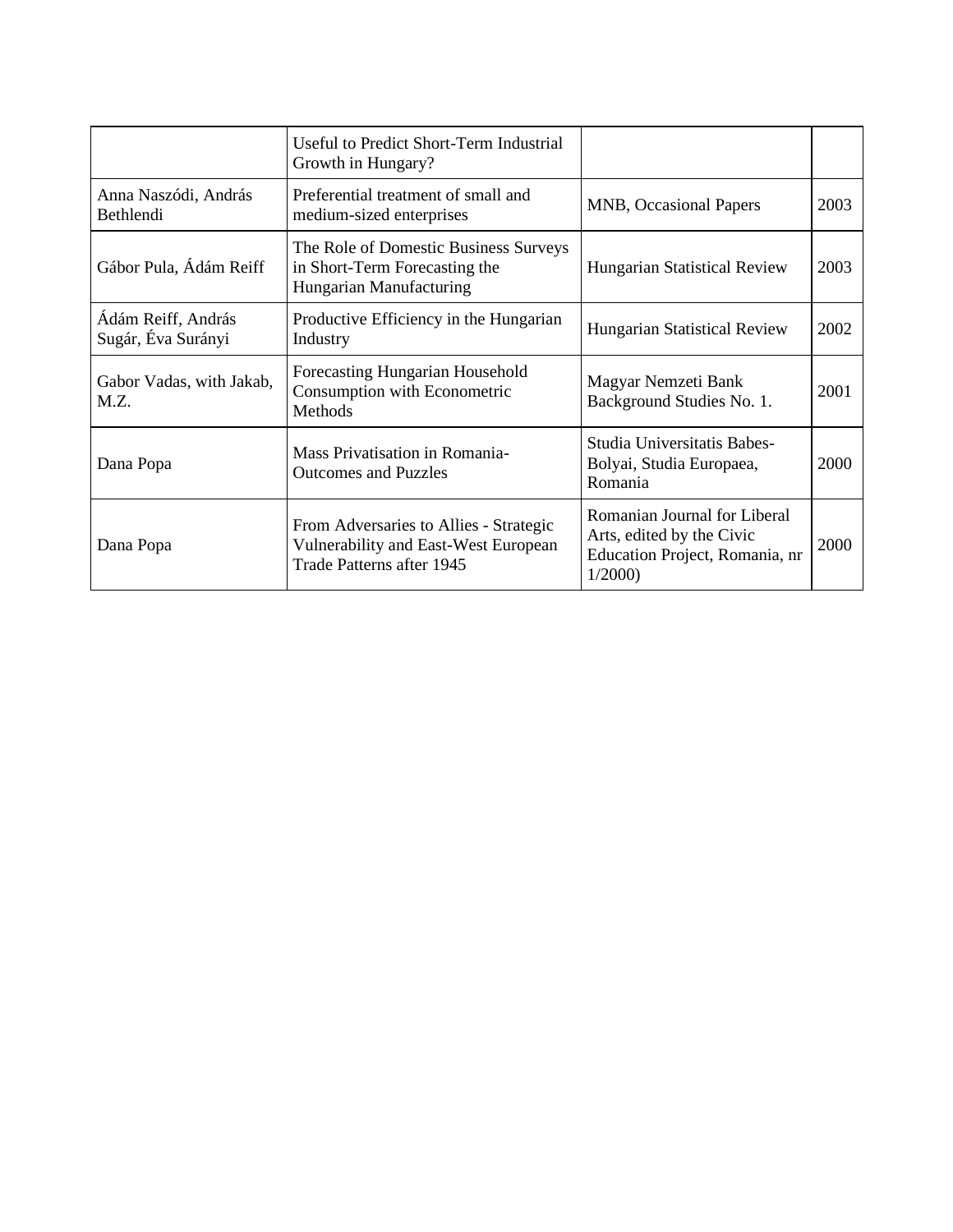| | | | |
|---|---|---|---|
| | Useful to Predict Short-Term Industrial Growth in Hungary? | | |
| Anna Naszódi, András Bethlendi | Preferential treatment of small and medium-sized enterprises | MNB, Occasional Papers | 2003 |
| Gábor Pula, Ádám Reiff | The Role of Domestic Business Surveys in Short-Term Forecasting the Hungarian Manufacturing | Hungarian Statistical Review | 2003 |
| Ádám Reiff, András Sugár, Éva Surányi | Productive Efficiency in the Hungarian Industry | Hungarian Statistical Review | 2002 |
| Gabor Vadas, with Jakab, M.Z. | Forecasting Hungarian Household Consumption with Econometric Methods | Magyar Nemzeti Bank Background Studies No. 1. | 2001 |
| Dana Popa | Mass Privatisation in Romania-Outcomes and Puzzles | Studia Universitatis Babes-Bolyai, Studia Europaea, Romania | 2000 |
| Dana Popa | From Adversaries to Allies - Strategic Vulnerability and East-West European Trade Patterns after 1945 | Romanian Journal for Liberal Arts, edited by the Civic Education Project, Romania, nr 1/2000) | 2000 |